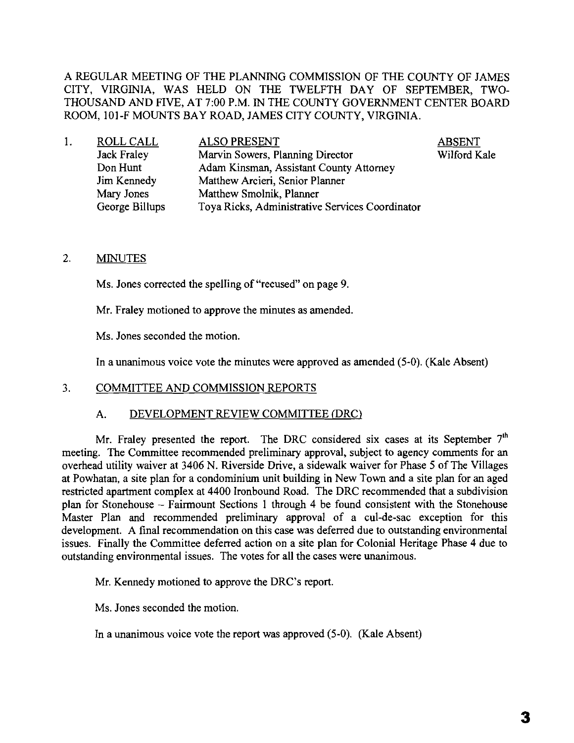A REGULAR MEETING OF THE PLANNING COMMISSION OF THE COUNTY OF JAMES CITY, VIRGINIA, WAS HELD ON THE TWELFTH DAY OF SEPTEMBER, TWO-THOUSAND AND FIVE, AT 7:00 P.M. IN THE COUNTY GOVERNMENT CENTER BOARD ROOM, 101-F MOUNTS BAY ROAD, JAMES CITY COUNTY, VIRGINIA.

1. ROLL CALL

| ROLL CALL | ALSO PRESENT | ABSENT |
|---|---|---|
| Jack Fraley | Marvin Sowers, Planning Director | Wilford Kale |
| Don Hunt | Adam Kinsman, Assistant County Attorney | |
| Jim Kennedy | Matthew Arcieri, Senior Planner | |
| Mary Jones | Matthew Smolnik, Planner | |
| George Billups | Toya Ricks, Administrative Services Coordinator | |

2. MINUTES

Ms. Jones corrected the spelling of "recused" on page 9.

Mr. Fraley motioned to approve the minutes as amended.

Ms. Jones seconded the motion.

In a unanimous voice vote the minutes were approved as amended (5-0). (Kale Absent)

3. COMMITTEE AND COMMISSION REPORTS

A. DEVELOPMENT REVIEW COMMITTEE (DRC)

Mr. Fraley presented the report. The DRC considered six cases at its September 7th meeting. The Committee recommended preliminary approval, subject to agency comments for an overhead utility waiver at 3406 N. Riverside Drive, a sidewalk waiver for Phase 5 of The Villages at Powhatan, a site plan for a condominium unit building in New Town and a site plan for an aged restricted apartment complex at 4400 Ironbound Road. The DRC recommended that a subdivision plan for Stonehouse – Fairmount Sections 1 through 4 be found consistent with the Stonehouse Master Plan and recommended preliminary approval of a cul-de-sac exception for this development. A final recommendation on this case was deferred due to outstanding environmental issues. Finally the Committee deferred action on a site plan for Colonial Heritage Phase 4 due to outstanding environmental issues. The votes for all the cases were unanimous.

Mr. Kennedy motioned to approve the DRC's report.

Ms. Jones seconded the motion.

In a unanimous voice vote the report was approved (5-0). (Kale Absent)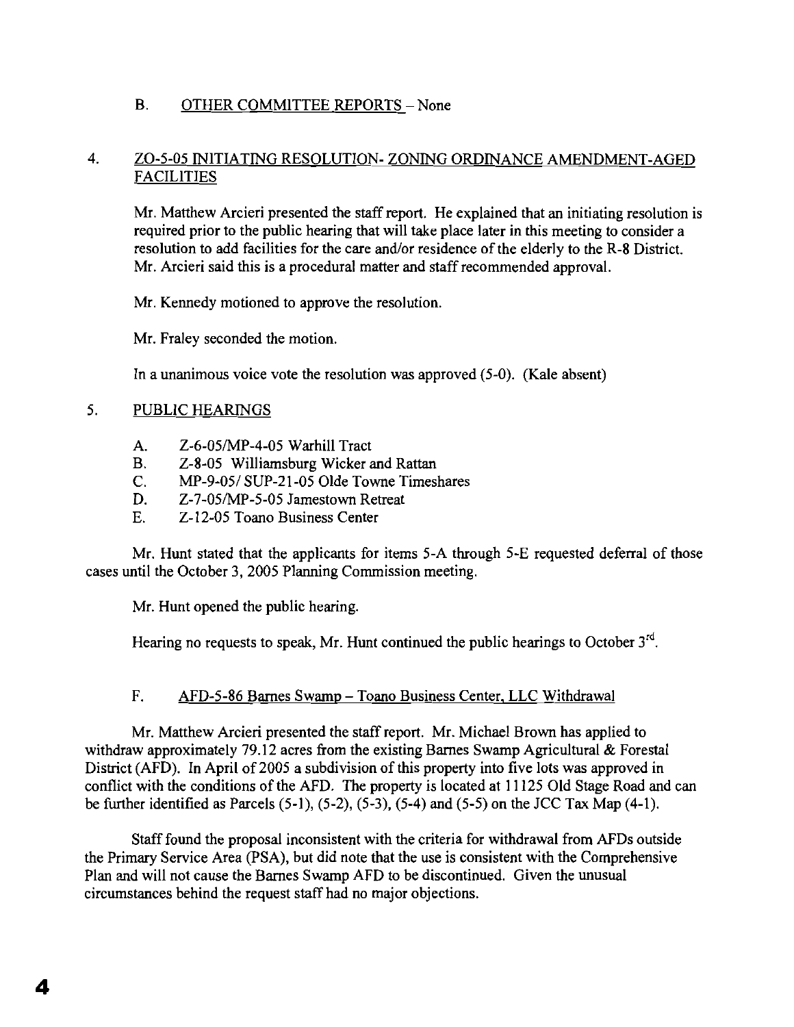B. OTHER COMMITTEE REPORTS – None

4. ZO-5-05 INITIATING RESOLUTION- ZONING ORDINANCE AMENDMENT-AGED FACILITIES

Mr. Matthew Arcieri presented the staff report. He explained that an initiating resolution is required prior to the public hearing that will take place later in this meeting to consider a resolution to add facilities for the care and/or residence of the elderly to the R-8 District. Mr. Arcieri said this is a procedural matter and staff recommended approval.

Mr. Kennedy motioned to approve the resolution.

Mr. Fraley seconded the motion.

In a unanimous voice vote the resolution was approved (5-0). (Kale absent)

5. PUBLIC HEARINGS

A. Z-6-05/MP-4-05 Warhill Tract
B. Z-8-05 Williamsburg Wicker and Rattan
C. MP-9-05/ SUP-21-05 Olde Towne Timeshares
D. Z-7-05/MP-5-05 Jamestown Retreat
E. Z-12-05 Toano Business Center

Mr. Hunt stated that the applicants for items 5-A through 5-E requested deferral of those cases until the October 3, 2005 Planning Commission meeting.

Mr. Hunt opened the public hearing.

Hearing no requests to speak, Mr. Hunt continued the public hearings to October 3rd.

F. AFD-5-86 Barnes Swamp – Toano Business Center, LLC Withdrawal

Mr. Matthew Arcieri presented the staff report. Mr. Michael Brown has applied to withdraw approximately 79.12 acres from the existing Barnes Swamp Agricultural & Forestal District (AFD). In April of 2005 a subdivision of this property into five lots was approved in conflict with the conditions of the AFD. The property is located at 11125 Old Stage Road and can be further identified as Parcels (5-1), (5-2), (5-3), (5-4) and (5-5) on the JCC Tax Map (4-1).

Staff found the proposal inconsistent with the criteria for withdrawal from AFDs outside the Primary Service Area (PSA), but did note that the use is consistent with the Comprehensive Plan and will not cause the Barnes Swamp AFD to be discontinued. Given the unusual circumstances behind the request staff had no major objections.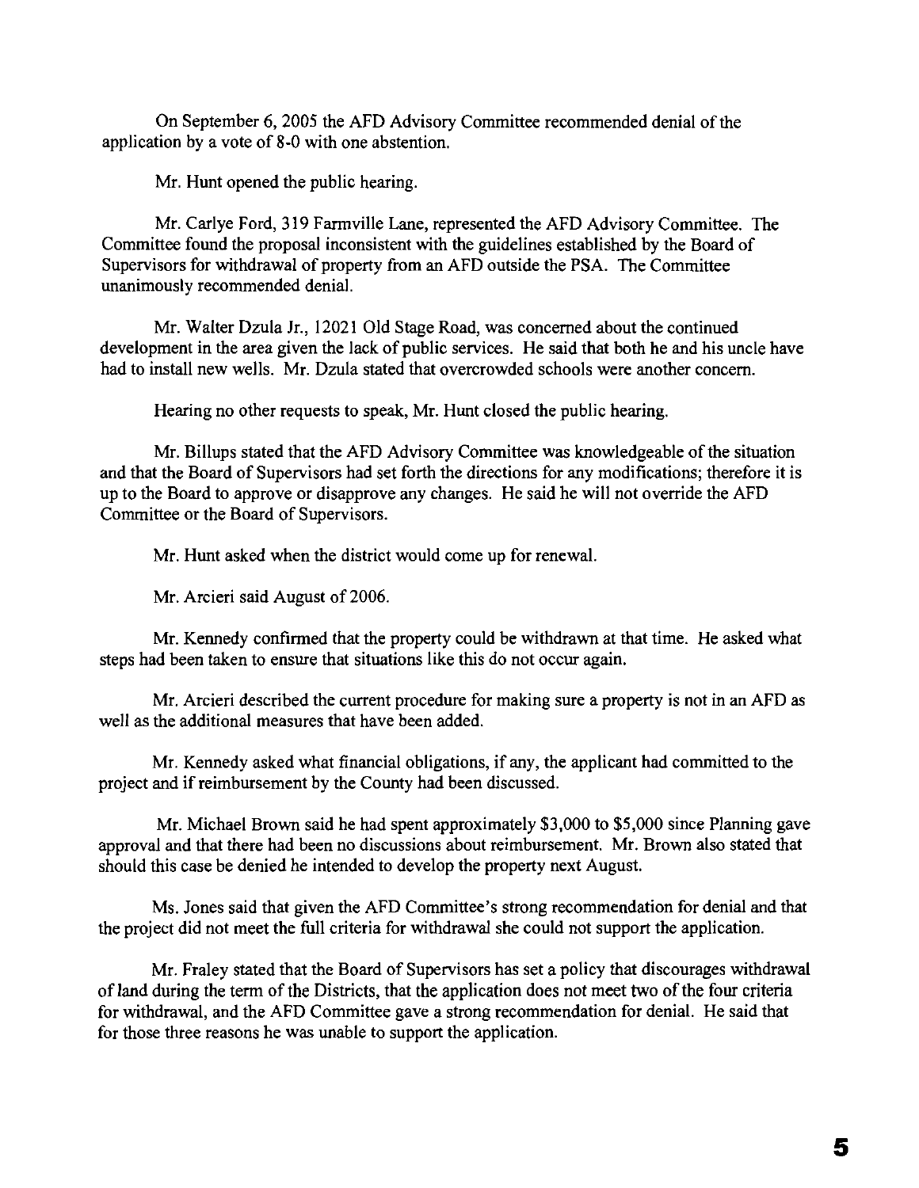On September 6, 2005 the AFD Advisory Committee recommended denial of the application by a vote of 8-0 with one abstention.

Mr. Hunt opened the public hearing.

Mr. Carlye Ford, 319 Farmville Lane, represented the AFD Advisory Committee. The Committee found the proposal inconsistent with the guidelines established by the Board of Supervisors for withdrawal of property from an AFD outside the PSA. The Committee unanimously recommended denial.

Mr. Walter Dzula Jr., 12021 Old Stage Road, was concerned about the continued development in the area given the lack of public services. He said that both he and his uncle have had to install new wells. Mr. Dzula stated that overcrowded schools were another concern.

Hearing no other requests to speak, Mr. Hunt closed the public hearing.

Mr. Billups stated that the AFD Advisory Committee was knowledgeable of the situation and that the Board of Supervisors had set forth the directions for any modifications; therefore it is up to the Board to approve or disapprove any changes. He said he will not override the AFD Committee or the Board of Supervisors.

Mr. Hunt asked when the district would come up for renewal.

Mr. Arcieri said August of 2006.

Mr. Kennedy confirmed that the property could be withdrawn at that time. He asked what steps had been taken to ensure that situations like this do not occur again.

Mr. Arcieri described the current procedure for making sure a property is not in an AFD as well as the additional measures that have been added.

Mr. Kennedy asked what financial obligations, if any, the applicant had committed to the project and if reimbursement by the County had been discussed.

Mr. Michael Brown said he had spent approximately $3,000 to $5,000 since Planning gave approval and that there had been no discussions about reimbursement. Mr. Brown also stated that should this case be denied he intended to develop the property next August.

Ms. Jones said that given the AFD Committee's strong recommendation for denial and that the project did not meet the full criteria for withdrawal she could not support the application.

Mr. Fraley stated that the Board of Supervisors has set a policy that discourages withdrawal of land during the term of the Districts, that the application does not meet two of the four criteria for withdrawal, and the AFD Committee gave a strong recommendation for denial. He said that for those three reasons he was unable to support the application.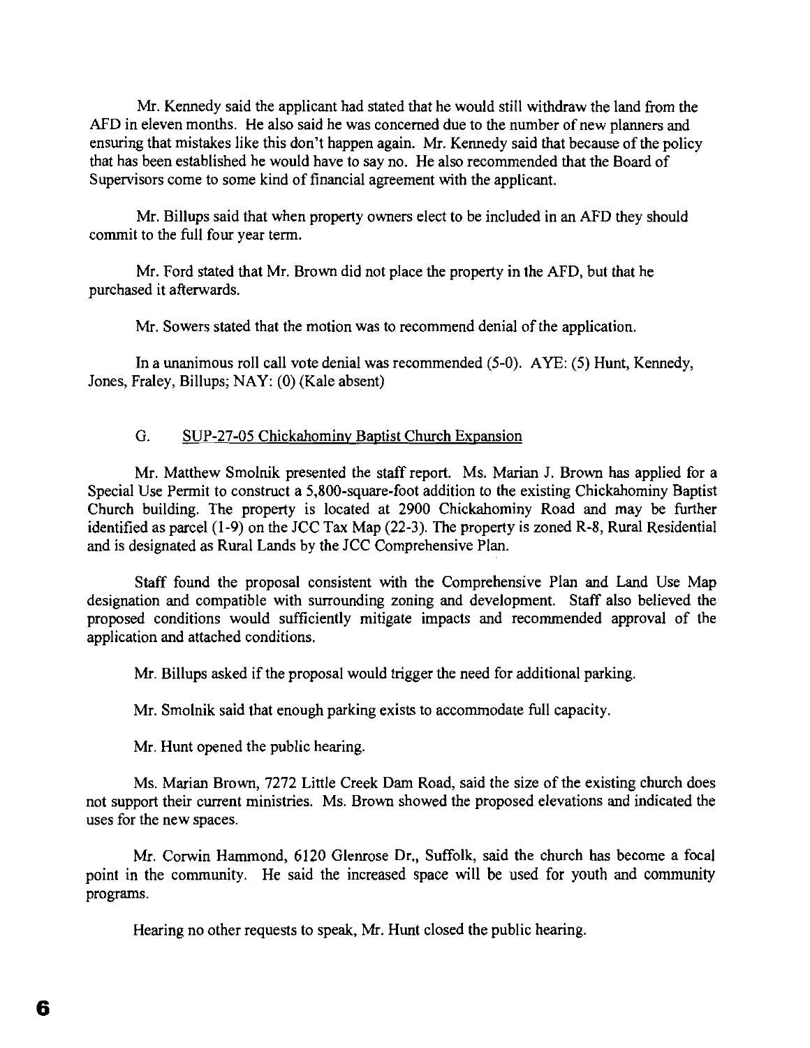Mr. Kennedy said the applicant had stated that he would still withdraw the land from the AFD in eleven months. He also said he was concerned due to the number of new planners and ensuring that mistakes like this don't happen again. Mr. Kennedy said that because of the policy that has been established he would have to say no. He also recommended that the Board of Supervisors come to some kind of financial agreement with the applicant.

Mr. Billups said that when property owners elect to be included in an AFD they should commit to the full four year term.

Mr. Ford stated that Mr. Brown did not place the property in the AFD, but that he purchased it afterwards.

Mr. Sowers stated that the motion was to recommend denial of the application.

In a unanimous roll call vote denial was recommended (5-0). AYE: (5) Hunt, Kennedy, Jones, Fraley, Billups; NAY: (0) (Kale absent)

G. SUP-27-05 Chickahominy Baptist Church Expansion

Mr. Matthew Smolnik presented the staff report. Ms. Marian J. Brown has applied for a Special Use Permit to construct a 5,800-square-foot addition to the existing Chickahominy Baptist Church building. The property is located at 2900 Chickahominy Road and may be further identified as parcel (1-9) on the JCC Tax Map (22-3). The property is zoned R-8, Rural Residential and is designated as Rural Lands by the JCC Comprehensive Plan.

Staff found the proposal consistent with the Comprehensive Plan and Land Use Map designation and compatible with surrounding zoning and development. Staff also believed the proposed conditions would sufficiently mitigate impacts and recommended approval of the application and attached conditions.

Mr. Billups asked if the proposal would trigger the need for additional parking.

Mr. Smolnik said that enough parking exists to accommodate full capacity.

Mr. Hunt opened the public hearing.

Ms. Marian Brown, 7272 Little Creek Dam Road, said the size of the existing church does not support their current ministries. Ms. Brown showed the proposed elevations and indicated the uses for the new spaces.

Mr. Corwin Hammond, 6120 Glenrose Dr., Suffolk, said the church has become a focal point in the community. He said the increased space will be used for youth and community programs.

Hearing no other requests to speak, Mr. Hunt closed the public hearing.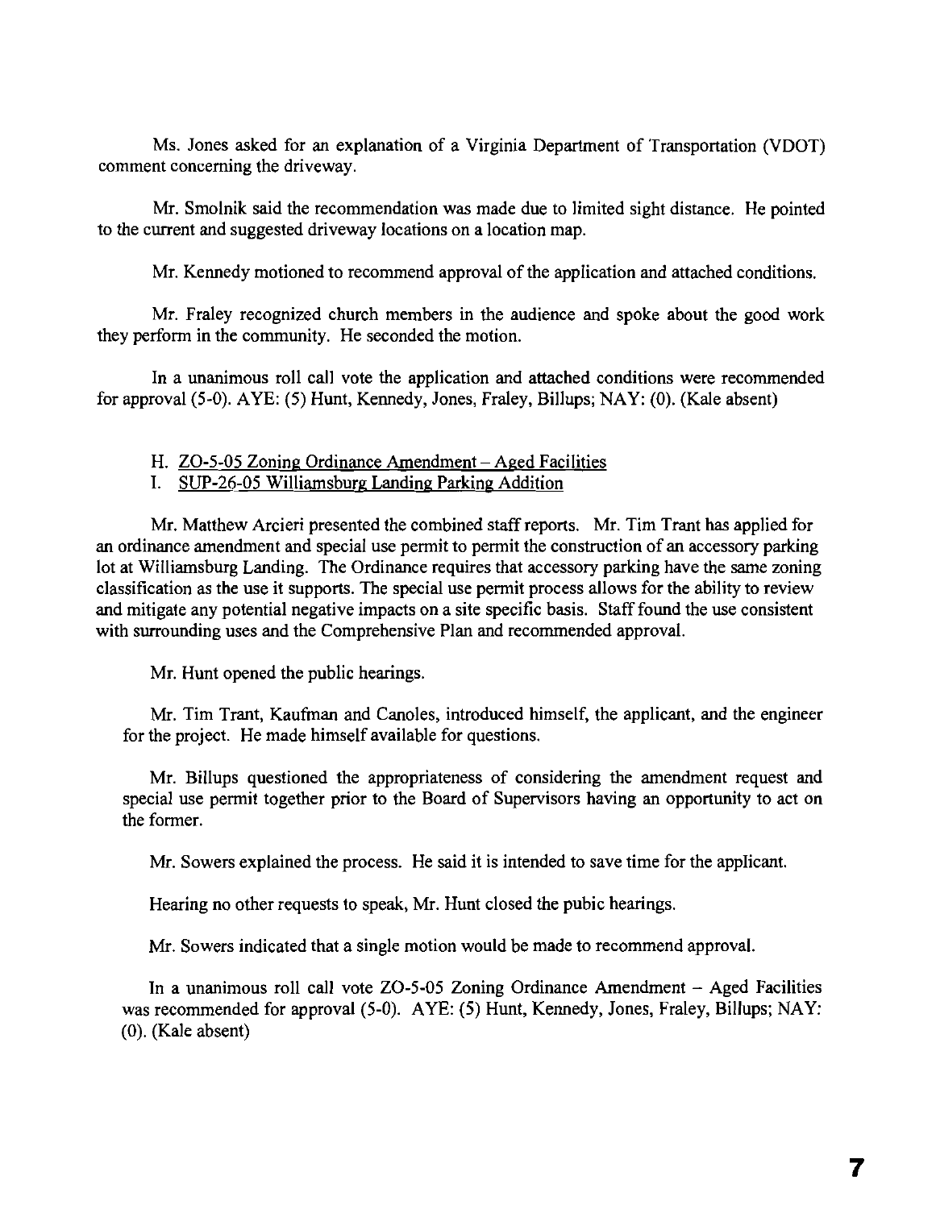Ms. Jones asked for an explanation of a Virginia Department of Transportation (VDOT) comment concerning the driveway.

Mr. Smolnik said the recommendation was made due to limited sight distance. He pointed to the current and suggested driveway locations on a location map.

Mr. Kennedy motioned to recommend approval of the application and attached conditions.

Mr. Fraley recognized church members in the audience and spoke about the good work they perform in the community. He seconded the motion.

In a unanimous roll call vote the application and attached conditions were recommended for approval (5-0). AYE: (5) Hunt, Kennedy, Jones, Fraley, Billups; NAY: (0). (Kale absent)

H. ZO-5-05 Zoning Ordinance Amendment – Aged Facilities
I. SUP-26-05 Williamsburg Landing Parking Addition

Mr. Matthew Arcieri presented the combined staff reports. Mr. Tim Trant has applied for an ordinance amendment and special use permit to permit the construction of an accessory parking lot at Williamsburg Landing. The Ordinance requires that accessory parking have the same zoning classification as the use it supports. The special use permit process allows for the ability to review and mitigate any potential negative impacts on a site specific basis. Staff found the use consistent with surrounding uses and the Comprehensive Plan and recommended approval.

Mr. Hunt opened the public hearings.

Mr. Tim Trant, Kaufman and Canoles, introduced himself, the applicant, and the engineer for the project. He made himself available for questions.

Mr. Billups questioned the appropriateness of considering the amendment request and special use permit together prior to the Board of Supervisors having an opportunity to act on the former.

Mr. Sowers explained the process. He said it is intended to save time for the applicant.

Hearing no other requests to speak, Mr. Hunt closed the pubic hearings.

Mr. Sowers indicated that a single motion would be made to recommend approval.

In a unanimous roll call vote ZO-5-05 Zoning Ordinance Amendment – Aged Facilities was recommended for approval (5-0). AYE: (5) Hunt, Kennedy, Jones, Fraley, Billups; NAY: (0). (Kale absent)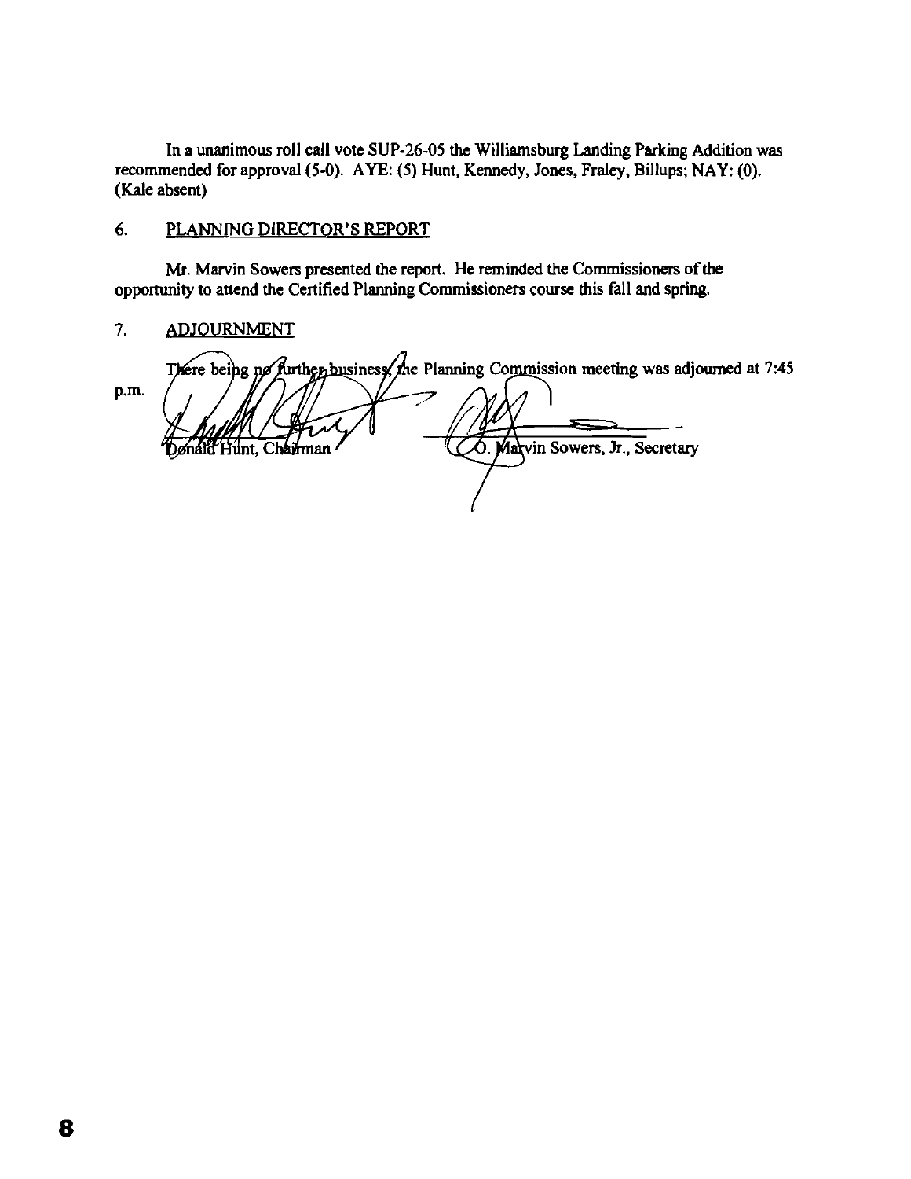In a unanimous roll call vote SUP-26-05 the Williamsburg Landing Parking Addition was recommended for approval (5-0). AYE: (5) Hunt, Kennedy, Jones, Fraley, Billups; NAY: (0). (Kale absent)

## 6. PLANNING DIRECTOR'S REPORT

Mr. Marvin Sowers presented the report. He reminded the Commissioners of the opportunity to attend the Certified Planning Commissioners course this fall and spring.

## 7. ADJOURNMENT

There being no further business, the Planning Commission meeting was adjourned at 7:45 p.m.

Donald Hunt, Chairman

O. Marvin Sowers, Jr., Secretary